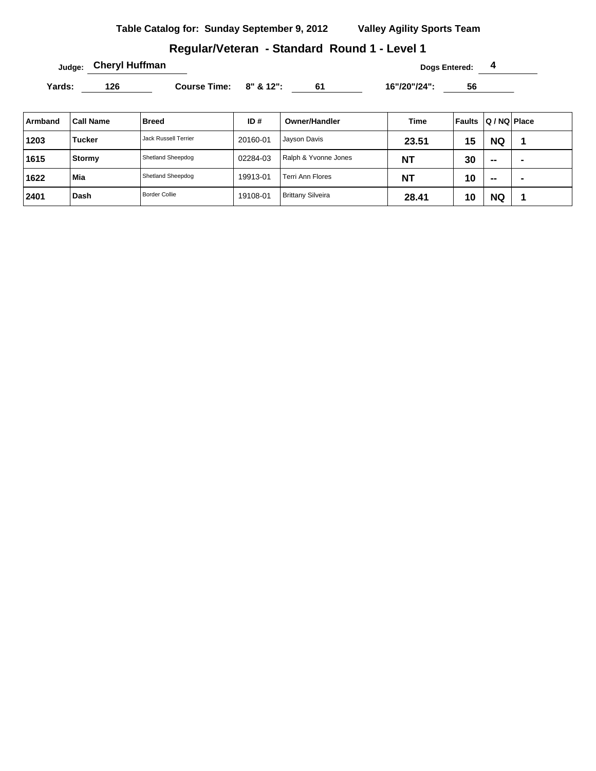**Table Catalog for: Sunday September 9, 2012** **Valley Agility Sports Team**

## Regular/Veteran - Standard Round 1 - Level 1

**Judge:** Cheryl Huffman **Dogs Entered:** 4

**Yards:** 126 **Course Time:** **8" & 12":** 61 **16"/20"/24":** 56

| Armband | Call Name | Breed | ID # | Owner/Handler | Time | Faults | Q / NQ | Place |
|---|---|---|---|---|---|---|---|---|
| 1203 | Tucker | Jack Russell Terrier | 20160-01 | Jayson Davis | 23.51 | 15 | NQ | 1 |
| 1615 | Stormy | Shetland Sheepdog | 02284-03 | Ralph & Yvonne Jones | NT | 30 | -- | - |
| 1622 | Mia | Shetland Sheepdog | 19913-01 | Terri Ann Flores | NT | 10 | -- | - |
| 2401 | Dash | Border Collie | 19108-01 | Brittany Silveira | 28.41 | 10 | NQ | 1 |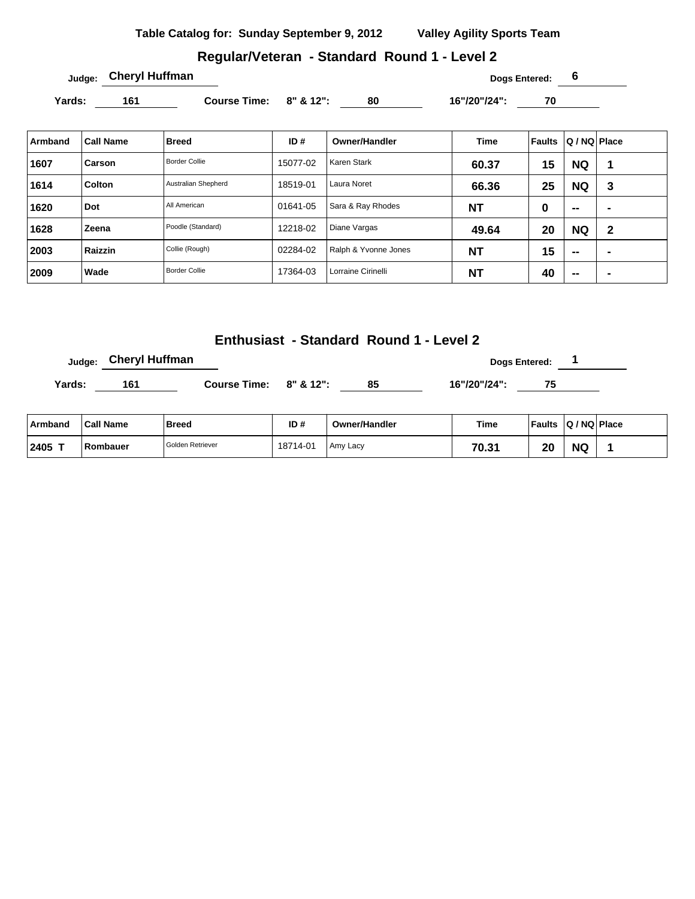**Table Catalog for: Sunday September 9, 2012** **Valley Agility Sports Team**

## Regular/Veteran - Standard Round 1 - Level 2

Judge: **Cheryl Huffman** Dogs Entered: **6**

Yards: **161** Course Time: 8" & 12": **80** 16"/20"/24": **70**

| Armband | Call Name | Breed | ID # | Owner/Handler | Time | Faults | Q / NQ | Place |
|---|---|---|---|---|---|---|---|---|
| 1607 | Carson | Border Collie | 15077-02 | Karen Stark | 60.37 | 15 | NQ | 1 |
| 1614 | Colton | Australian Shepherd | 18519-01 | Laura Noret | 66.36 | 25 | NQ | 3 |
| 1620 | Dot | All American | 01641-05 | Sara & Ray Rhodes | NT | 0 | -- | - |
| 1628 | Zeena | Poodle (Standard) | 12218-02 | Diane Vargas | 49.64 | 20 | NQ | 2 |
| 2003 | Raizzin | Collie (Rough) | 02284-02 | Ralph & Yvonne Jones | NT | 15 | -- | - |
| 2009 | Wade | Border Collie | 17364-03 | Lorraine Cirinelli | NT | 40 | -- | - |

## Enthusiast - Standard Round 1 - Level 2

Judge: **Cheryl Huffman** Dogs Entered: **1**

Yards: **161** Course Time: 8" & 12": **85** 16"/20"/24": **75**

| Armband | Call Name | Breed | ID # | Owner/Handler | Time | Faults | Q / NQ | Place |
|---|---|---|---|---|---|---|---|---|
| 2405 T | Rombauer | Golden Retriever | 18714-01 | Amy Lacy | 70.31 | 20 | NQ | 1 |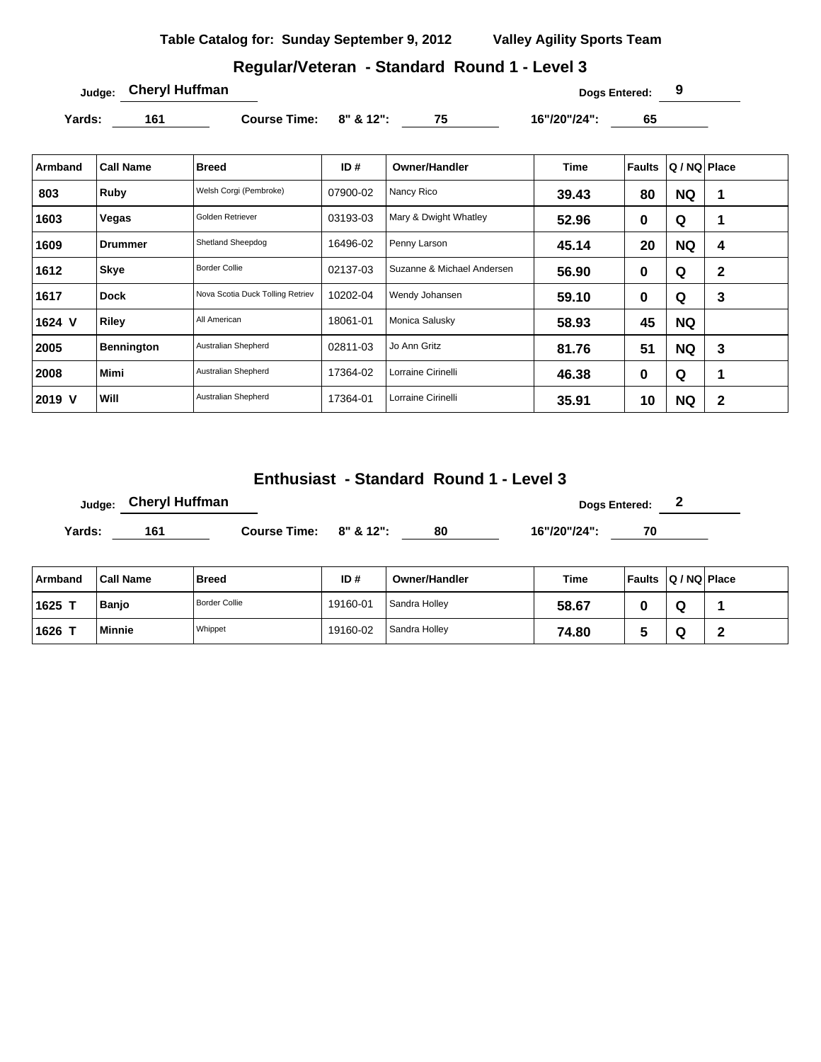**Table Catalog for: Sunday September 9, 2012 Valley Agility Sports Team**

## Regular/Veteran - Standard Round 1 - Level 3

Judge: **Cheryl Huffman** Dogs Entered: **9**

Yards: **161** Course Time: 8" & 12": **75** 16"/20"/24": **65**

| Armband | Call Name | Breed | ID # | Owner/Handler | Time | Faults | Q / NQ | Place |
|---|---|---|---|---|---|---|---|---|
| 803 | Ruby | Welsh Corgi (Pembroke) | 07900-02 | Nancy Rico | 39.43 | 80 | NQ | 1 |
| 1603 | Vegas | Golden Retriever | 03193-03 | Mary & Dwight Whatley | 52.96 | 0 | Q | 1 |
| 1609 | Drummer | Shetland Sheepdog | 16496-02 | Penny Larson | 45.14 | 20 | NQ | 4 |
| 1612 | Skye | Border Collie | 02137-03 | Suzanne & Michael Andersen | 56.90 | 0 | Q | 2 |
| 1617 | Dock | Nova Scotia Duck Tolling Retriev | 10202-04 | Wendy Johansen | 59.10 | 0 | Q | 3 |
| 1624 V | Riley | All American | 18061-01 | Monica Salusky | 58.93 | 45 | NQ | |
| 2005 | Bennington | Australian Shepherd | 02811-03 | Jo Ann Gritz | 81.76 | 51 | NQ | 3 |
| 2008 | Mimi | Australian Shepherd | 17364-02 | Lorraine Cirinelli | 46.38 | 0 | Q | 1 |
| 2019 V | Will | Australian Shepherd | 17364-01 | Lorraine Cirinelli | 35.91 | 10 | NQ | 2 |

## Enthusiast - Standard Round 1 - Level 3

Judge: **Cheryl Huffman** Dogs Entered: **2**

Yards: **161** Course Time: 8" & 12": **80** 16"/20"/24": **70**

| Armband | Call Name | Breed | ID # | Owner/Handler | Time | Faults | Q / NQ | Place |
|---|---|---|---|---|---|---|---|---|
| 1625 T | Banjo | Border Collie | 19160-01 | Sandra Holley | 58.67 | 0 | Q | 1 |
| 1626 T | Minnie | Whippet | 19160-02 | Sandra Holley | 74.80 | 5 | Q | 2 |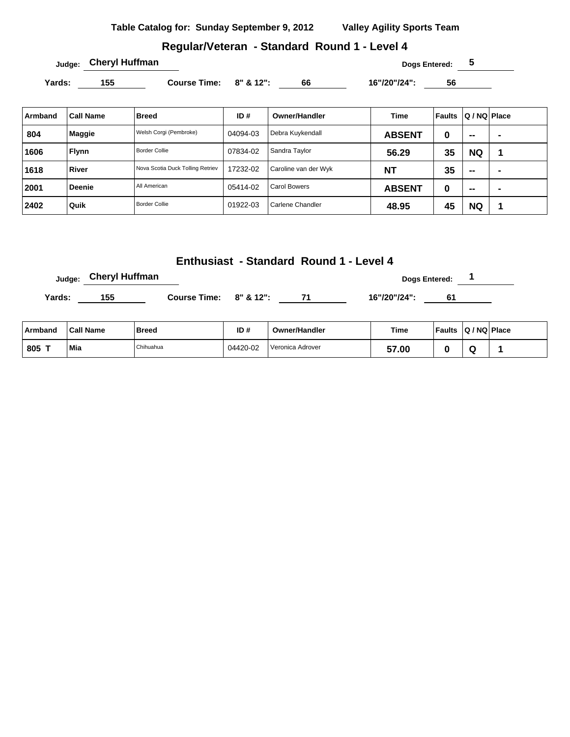**Table Catalog for: Sunday September 9, 2012 Valley Agility Sports Team**

## Regular/Veteran - Standard Round 1 - Level 4

**Judge:** Cheryl Huffman **Dogs Entered:** 5

**Yards:** 155 **Course Time:** **8" & 12":** 66 **16"/20"/24":** 56

| Armband | Call Name | Breed | ID # | Owner/Handler | Time | Faults | Q / NQ | Place |
|---|---|---|---|---|---|---|---|---|
| 804 | Maggie | Welsh Corgi (Pembroke) | 04094-03 | Debra Kuykendall | ABSENT | 0 | -- | - |
| 1606 | Flynn | Border Collie | 07834-02 | Sandra Taylor | 56.29 | 35 | NQ | 1 |
| 1618 | River | Nova Scotia Duck Tolling Retriev | 17232-02 | Caroline van der Wyk | NT | 35 | -- | - |
| 2001 | Deenie | All American | 05414-02 | Carol Bowers | ABSENT | 0 | -- | - |
| 2402 | Quik | Border Collie | 01922-03 | Carlene Chandler | 48.95 | 45 | NQ | 1 |

## Enthusiast - Standard Round 1 - Level 4

**Judge:** Cheryl Huffman **Dogs Entered:** 1

**Yards:** 155 **Course Time:** **8" & 12":** 71 **16"/20"/24":** 61

| Armband | Call Name | Breed | ID # | Owner/Handler | Time | Faults | Q / NQ | Place |
|---|---|---|---|---|---|---|---|---|
| 805 T | Mia | Chihuahua | 04420-02 | Veronica Adrover | 57.00 | 0 | Q | 1 |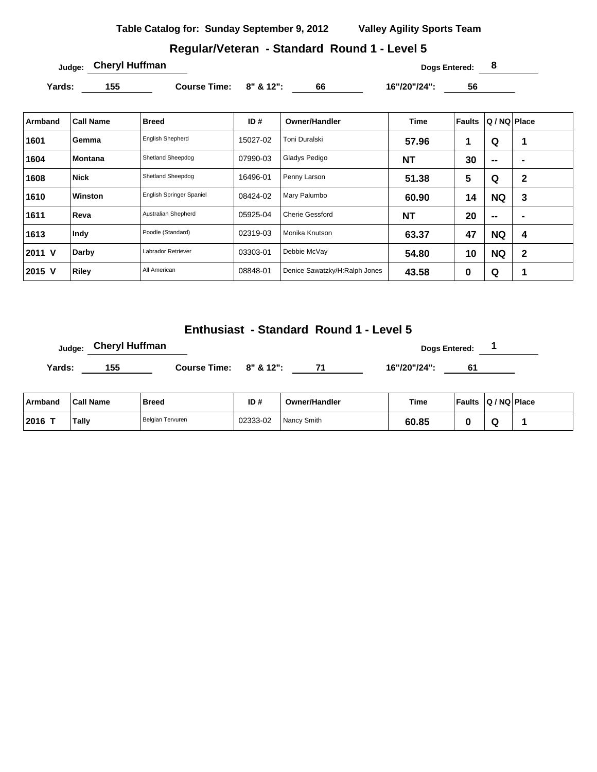**Table Catalog for: Sunday September 9, 2012** **Valley Agility Sports Team**

## Regular/Veteran - Standard Round 1 - Level 5

**Judge:** Cheryl Huffman **Dogs Entered:** 8

**Yards:** 155 **Course Time:** **8" & 12":** 66 **16"/20"/24":** 56

| Armband | Call Name | Breed | ID # | Owner/Handler | Time | Faults | Q / NQ | Place |
|---|---|---|---|---|---|---|---|---|
| 1601 | Gemma | English Shepherd | 15027-02 | Toni Duralski | 57.96 | 1 | Q | 1 |
| 1604 | Montana | Shetland Sheepdog | 07990-03 | Gladys Pedigo | NT | 30 | -- | - |
| 1608 | Nick | Shetland Sheepdog | 16496-01 | Penny Larson | 51.38 | 5 | Q | 2 |
| 1610 | Winston | English Springer Spaniel | 08424-02 | Mary Palumbo | 60.90 | 14 | NQ | 3 |
| 1611 | Reva | Australian Shepherd | 05925-04 | Cherie Gessford | NT | 20 | -- | - |
| 1613 | Indy | Poodle (Standard) | 02319-03 | Monika Knutson | 63.37 | 47 | NQ | 4 |
| 2011 V | Darby | Labrador Retriever | 03303-01 | Debbie McVay | 54.80 | 10 | NQ | 2 |
| 2015 V | Riley | All American | 08848-01 | Denice Sawatzky/H:Ralph Jones | 43.58 | 0 | Q | 1 |

## Enthusiast - Standard Round 1 - Level 5

**Judge:** Cheryl Huffman **Dogs Entered:** 1

**Yards:** 155 **Course Time:** **8" & 12":** 71 **16"/20"/24":** 61

| Armband | Call Name | Breed | ID # | Owner/Handler | Time | Faults | Q / NQ | Place |
|---|---|---|---|---|---|---|---|---|
| 2016 T | Tally | Belgian Tervuren | 02333-02 | Nancy Smith | 60.85 | 0 | Q | 1 |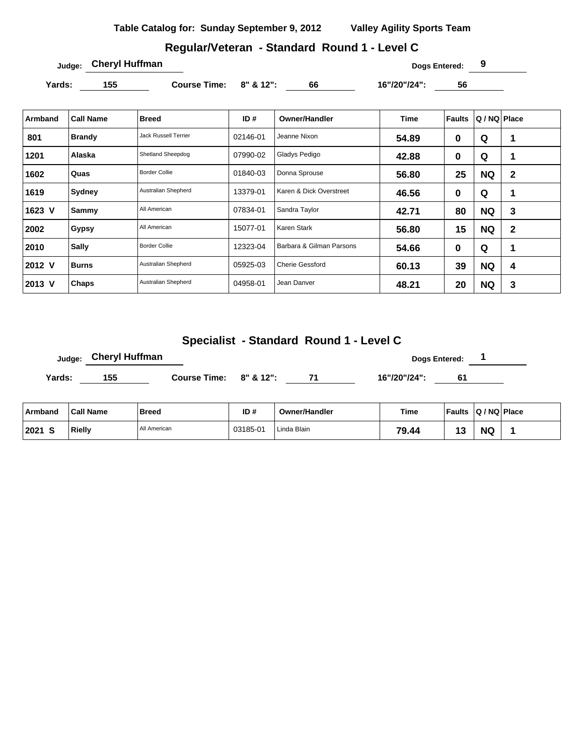**Table Catalog for: Sunday September 9, 2012** **Valley Agility Sports Team**

## Regular/Veteran - Standard Round 1 - Level C

Judge: **Cheryl Huffman** Dogs Entered: **9**

Yards: **155** Course Time: 8" & 12": **66** 16"/20"/24": **56**

| Armband | Call Name | Breed | ID # | Owner/Handler | Time | Faults | Q / NQ | Place |
|---|---|---|---|---|---|---|---|---|
| 801 | Brandy | Jack Russell Terrier | 02146-01 | Jeanne Nixon | 54.89 | 0 | Q | 1 |
| 1201 | Alaska | Shetland Sheepdog | 07990-02 | Gladys Pedigo | 42.88 | 0 | Q | 1 |
| 1602 | Quas | Border Collie | 01840-03 | Donna Sprouse | 56.80 | 25 | NQ | 2 |
| 1619 | Sydney | Australian Shepherd | 13379-01 | Karen & Dick Overstreet | 46.56 | 0 | Q | 1 |
| 1623 V | Sammy | All American | 07834-01 | Sandra Taylor | 42.71 | 80 | NQ | 3 |
| 2002 | Gypsy | All American | 15077-01 | Karen Stark | 56.80 | 15 | NQ | 2 |
| 2010 | Sally | Border Collie | 12323-04 | Barbara & Gilman Parsons | 54.66 | 0 | Q | 1 |
| 2012 V | Burns | Australian Shepherd | 05925-03 | Cherie Gessford | 60.13 | 39 | NQ | 4 |
| 2013 V | Chaps | Australian Shepherd | 04958-01 | Jean Danver | 48.21 | 20 | NQ | 3 |

## Specialist - Standard Round 1 - Level C

Judge: **Cheryl Huffman** Dogs Entered: **1**

Yards: **155** Course Time: 8" & 12": **71** 16"/20"/24": **61**

| Armband | Call Name | Breed | ID # | Owner/Handler | Time | Faults | Q / NQ | Place |
|---|---|---|---|---|---|---|---|---|
| 2021 S | Rielly | All American | 03185-01 | Linda Blain | 79.44 | 13 | NQ | 1 |